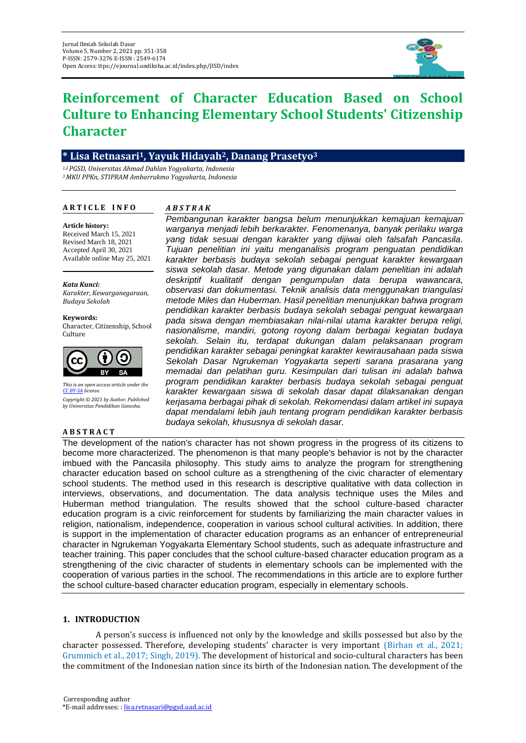Jurnal Ilmiah Sekolah Dasar
Volume 5, Number 2, 2021 pp. 351-358
P-ISSN: 2579-3276 E-ISSN : 2549-6174
Open Access: ttps://ejournal.undiksha.ac.id/index.php/JISD/index

# Reinforcement of Character Education Based on School Culture to Enhancing Elementary School Students' Citizenship Character

**\* Lisa Retnasari[1], Yayuk Hidayah[2], Danang Prasetyo[3]**

*[1,2] PGSD, Universitas Ahmad Dahlan Yogyakarta, Indonesia*
*[3] MKU PPKn, STIPRAM Ambarrukmo Yogyakarta, Indonesia*

**ARTICLE INFO**

**Article history:**
Received March 15, 2021
Revised March 18, 2021
Accepted April 30, 2021
Available online May 25, 2021

***Kata Kunci:***
*Karakter, Kewarganegaraan, Budaya Sekolah*

**Keywords:**
Character, Citizenship, School Culture

*This is an open access article under the CC BY-SA license.*

*Copyright © 2021 by Author. Published by Universitas Pendidikan Ganesha.*

***ABSTRAK***

*Pembangunan karakter bangsa belum menunjukkan kemajuan kemajuan warganya menjadi lebih berkarakter. Fenomenanya, banyak perilaku warga yang tidak sesuai dengan karakter yang dijiwai oleh falsafah Pancasila. Tujuan penelitian ini yaitu menganalisis program penguatan pendidikan karakter berbasis budaya sekolah sebagai penguat karakter kewargaan siswa sekolah dasar. Metode yang digunakan dalam penelitian ini adalah deskriptif kualitatif dengan pengumpulan data berupa wawancara, observasi dan dokumentasi. Teknik analisis data menggunakan triangulasi metode Miles dan Huberman. Hasil penelitian menunjukkan bahwa program pendidikan karakter berbasis budaya sekolah sebagai penguat kewargaan pada siswa dengan membiasakan nilai-nilai utama karakter berupa religi, nasionalisme, mandiri, gotong royong dalam berbagai kegiatan budaya sekolah. Selain itu, terdapat dukungan dalam pelaksanaan program pendidikan karakter sebagai peningkat karakter kewirausahaan pada siswa Sekolah Dasar Ngrukeman Yogyakarta seperti sarana prasarana yang memadai dan pelatihan guru. Kesimpulan dari tulisan ini adalah bahwa program pendidikan karakter berbasis budaya sekolah sebagai penguat karakter kewargaan siswa di sekolah dasar dapat dilaksanakan dengan kerjasama berbagai pihak di sekolah. Rekomendasi dalam artikel ini supaya dapat mendalami lebih jauh tentang program pendidikan karakter berbasis budaya sekolah, khususnya di sekolah dasar.*

**ABSTRACT**

The development of the nation's character has not shown progress in the progress of its citizens to become more characterized. The phenomenon is that many people's behavior is not by the character imbued with the Pancasila philosophy. This study aims to analyze the program for strengthening character education based on school culture as a strengthening of the civic character of elementary school students. The method used in this research is descriptive qualitative with data collection in interviews, observations, and documentation. The data analysis technique uses the Miles and Huberman method triangulation. The results showed that the school culture-based character education program is a civic reinforcement for students by familiarizing the main character values in religion, nationalism, independence, cooperation in various school cultural activities. In addition, there is support in the implementation of character education programs as an enhancer of entrepreneurial character in Ngrukeman Yogyakarta Elementary School students, such as adequate infrastructure and teacher training. This paper concludes that the school culture-based character education program as a strengthening of the civic character of students in elementary schools can be implemented with the cooperation of various parties in the school. The recommendations in this article are to explore further the school culture-based character education program, especially in elementary schools.

## 1. INTRODUCTION

A person's success is influenced not only by the knowledge and skills possessed but also by the character possessed. Therefore, developing students' character is very important (Birhan et al., 2021; Grummich et al., 2017; Singh, 2019). The development of historical and socio-cultural characters has been the commitment of the Indonesian nation since its birth of the Indonesian nation. The development of the

Corresponding author
*E-mail addresses: : lisa.retnasari@pgsd.uad.ac.id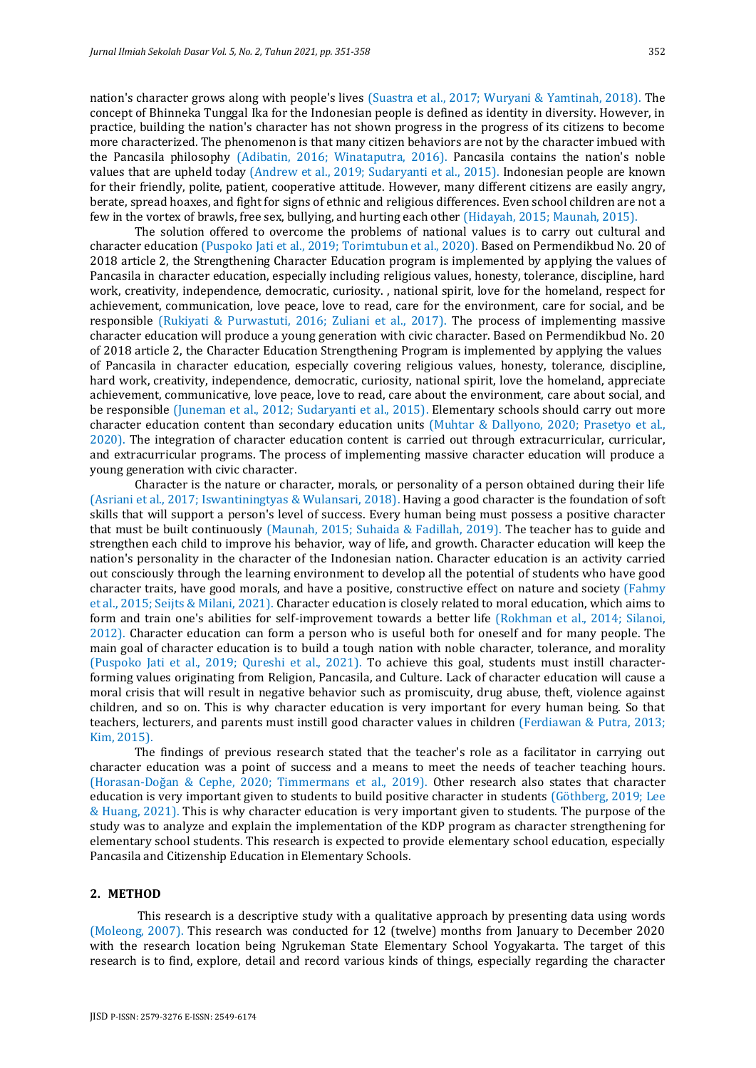nation's character grows along with people's lives (Suastra et al., 2017; Wuryani & Yamtinah, 2018). The concept of Bhinneka Tunggal Ika for the Indonesian people is defined as identity in diversity. However, in practice, building the nation's character has not shown progress in the progress of its citizens to become more characterized. The phenomenon is that many citizen behaviors are not by the character imbued with the Pancasila philosophy (Adibatin, 2016; Winataputra, 2016). Pancasila contains the nation's noble values that are upheld today (Andrew et al., 2019; Sudaryanti et al., 2015). Indonesian people are known for their friendly, polite, patient, cooperative attitude. However, many different citizens are easily angry, berate, spread hoaxes, and fight for signs of ethnic and religious differences. Even school children are not a few in the vortex of brawls, free sex, bullying, and hurting each other (Hidayah, 2015; Maunah, 2015).

The solution offered to overcome the problems of national values is to carry out cultural and character education (Puspoko Jati et al., 2019; Torimtubun et al., 2020). Based on Permendikbud No. 20 of 2018 article 2, the Strengthening Character Education program is implemented by applying the values of Pancasila in character education, especially including religious values, honesty, tolerance, discipline, hard work, creativity, independence, democratic, curiosity. , national spirit, love for the homeland, respect for achievement, communication, love peace, love to read, care for the environment, care for social, and be responsible (Rukiyati & Purwastuti, 2016; Zuliani et al., 2017). The process of implementing massive character education will produce a young generation with civic character. Based on Permendikbud No. 20 of 2018 article 2, the Character Education Strengthening Program is implemented by applying the values of Pancasila in character education, especially covering religious values, honesty, tolerance, discipline, hard work, creativity, independence, democratic, curiosity, national spirit, love the homeland, appreciate achievement, communicative, love peace, love to read, care about the environment, care about social, and be responsible (Juneman et al., 2012; Sudaryanti et al., 2015). Elementary schools should carry out more character education content than secondary education units (Muhtar & Dallyono, 2020; Prasetyo et al., 2020). The integration of character education content is carried out through extracurricular, curricular, and extracurricular programs. The process of implementing massive character education will produce a young generation with civic character.

Character is the nature or character, morals, or personality of a person obtained during their life (Asriani et al., 2017; Iswantiningtyas & Wulansari, 2018). Having a good character is the foundation of soft skills that will support a person's level of success. Every human being must possess a positive character that must be built continuously (Maunah, 2015; Suhaida & Fadillah, 2019). The teacher has to guide and strengthen each child to improve his behavior, way of life, and growth. Character education will keep the nation's personality in the character of the Indonesian nation. Character education is an activity carried out consciously through the learning environment to develop all the potential of students who have good character traits, have good morals, and have a positive, constructive effect on nature and society (Fahmy et al., 2015; Seijts & Milani, 2021). Character education is closely related to moral education, which aims to form and train one's abilities for self-improvement towards a better life (Rokhman et al., 2014; Silanoi, 2012). Character education can form a person who is useful both for oneself and for many people. The main goal of character education is to build a tough nation with noble character, tolerance, and morality (Puspoko Jati et al., 2019; Qureshi et al., 2021). To achieve this goal, students must instill character-forming values originating from Religion, Pancasila, and Culture. Lack of character education will cause a moral crisis that will result in negative behavior such as promiscuity, drug abuse, theft, violence against children, and so on. This is why character education is very important for every human being. So that teachers, lecturers, and parents must instill good character values in children (Ferdiawan & Putra, 2013; Kim, 2015).

The findings of previous research stated that the teacher's role as a facilitator in carrying out character education was a point of success and a means to meet the needs of teacher teaching hours. (Horasan-Doğan & Cephe, 2020; Timmermans et al., 2019). Other research also states that character education is very important given to students to build positive character in students (Göthberg, 2019; Lee & Huang, 2021). This is why character education is very important given to students. The purpose of the study was to analyze and explain the implementation of the KDP program as character strengthening for elementary school students. This research is expected to provide elementary school education, especially Pancasila and Citizenship Education in Elementary Schools.

## 2. METHOD

This research is a descriptive study with a qualitative approach by presenting data using words (Moleong, 2007). This research was conducted for 12 (twelve) months from January to December 2020 with the research location being Ngrukeman State Elementary School Yogyakarta. The target of this research is to find, explore, detail and record various kinds of things, especially regarding the character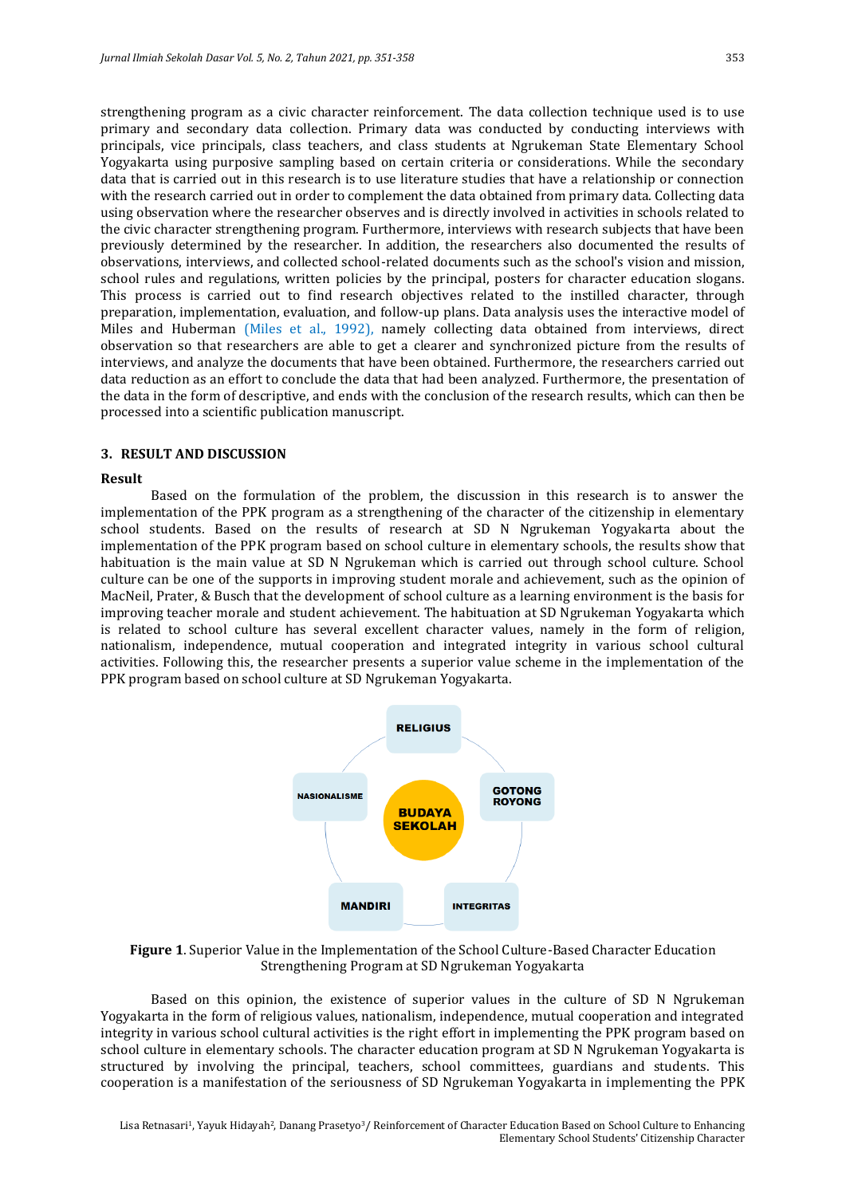strengthening program as a civic character reinforcement. The data collection technique used is to use primary and secondary data collection. Primary data was conducted by conducting interviews with principals, vice principals, class teachers, and class students at Ngrukeman State Elementary School Yogyakarta using purposive sampling based on certain criteria or considerations. While the secondary data that is carried out in this research is to use literature studies that have a relationship or connection with the research carried out in order to complement the data obtained from primary data. Collecting data using observation where the researcher observes and is directly involved in activities in schools related to the civic character strengthening program. Furthermore, interviews with research subjects that have been previously determined by the researcher. In addition, the researchers also documented the results of observations, interviews, and collected school-related documents such as the school's vision and mission, school rules and regulations, written policies by the principal, posters for character education slogans. This process is carried out to find research objectives related to the instilled character, through preparation, implementation, evaluation, and follow-up plans. Data analysis uses the interactive model of Miles and Huberman (Miles et al., 1992), namely collecting data obtained from interviews, direct observation so that researchers are able to get a clearer and synchronized picture from the results of interviews, and analyze the documents that have been obtained. Furthermore, the researchers carried out data reduction as an effort to conclude the data that had been analyzed. Furthermore, the presentation of the data in the form of descriptive, and ends with the conclusion of the research results, which can then be processed into a scientific publication manuscript.

## 3. RESULT AND DISCUSSION

### Result

Based on the formulation of the problem, the discussion in this research is to answer the implementation of the PPK program as a strengthening of the character of the citizenship in elementary school students. Based on the results of research at SD N Ngrukeman Yogyakarta about the implementation of the PPK program based on school culture in elementary schools, the results show that habituation is the main value at SD N Ngrukeman which is carried out through school culture. School culture can be one of the supports in improving student morale and achievement, such as the opinion of MacNeil, Prater, & Busch that the development of school culture as a learning environment is the basis for improving teacher morale and student achievement. The habituation at SD Ngrukeman Yogyakarta which is related to school culture has several excellent character values, namely in the form of religion, nationalism, independence, mutual cooperation and integrated integrity in various school cultural activities. Following this, the researcher presents a superior value scheme in the implementation of the PPK program based on school culture at SD Ngrukeman Yogyakarta.

RELIGIUS

NASIONALISME

BUDAYA SEKOLAH

GOTONG ROYONG

MANDIRI

INTEGRITAS

**Figure 1**. Superior Value in the Implementation of the School Culture-Based Character Education Strengthening Program at SD Ngrukeman Yogyakarta

Based on this opinion, the existence of superior values in the culture of SD N Ngrukeman Yogyakarta in the form of religious values, nationalism, independence, mutual cooperation and integrated integrity in various school cultural activities is the right effort in implementing the PPK program based on school culture in elementary schools. The character education program at SD N Ngrukeman Yogyakarta is structured by involving the principal, teachers, school committees, guardians and students. This cooperation is a manifestation of the seriousness of SD Ngrukeman Yogyakarta in implementing the PPK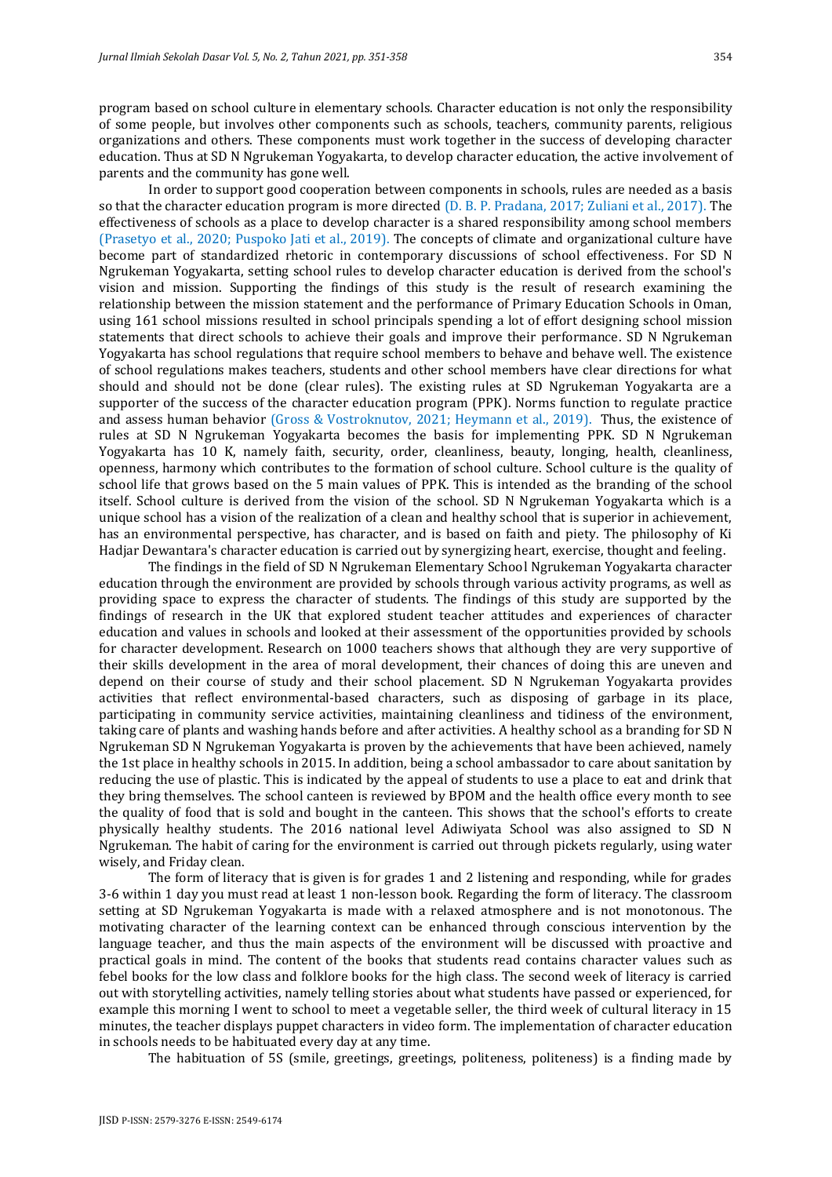program based on school culture in elementary schools. Character education is not only the responsibility of some people, but involves other components such as schools, teachers, community parents, religious organizations and others. These components must work together in the success of developing character education. Thus at SD N Ngrukeman Yogyakarta, to develop character education, the active involvement of parents and the community has gone well.

In order to support good cooperation between components in schools, rules are needed as a basis so that the character education program is more directed (D. B. P. Pradana, 2017; Zuliani et al., 2017). The effectiveness of schools as a place to develop character is a shared responsibility among school members (Prasetyo et al., 2020; Puspoko Jati et al., 2019). The concepts of climate and organizational culture have become part of standardized rhetoric in contemporary discussions of school effectiveness. For SD N Ngrukeman Yogyakarta, setting school rules to develop character education is derived from the school's vision and mission. Supporting the findings of this study is the result of research examining the relationship between the mission statement and the performance of Primary Education Schools in Oman, using 161 school missions resulted in school principals spending a lot of effort designing school mission statements that direct schools to achieve their goals and improve their performance. SD N Ngrukeman Yogyakarta has school regulations that require school members to behave and behave well. The existence of school regulations makes teachers, students and other school members have clear directions for what should and should not be done (clear rules). The existing rules at SD Ngrukeman Yogyakarta are a supporter of the success of the character education program (PPK). Norms function to regulate practice and assess human behavior (Gross & Vostroknutov, 2021; Heymann et al., 2019). Thus, the existence of rules at SD N Ngrukeman Yogyakarta becomes the basis for implementing PPK. SD N Ngrukeman Yogyakarta has 10 K, namely faith, security, order, cleanliness, beauty, longing, health, cleanliness, openness, harmony which contributes to the formation of school culture. School culture is the quality of school life that grows based on the 5 main values of PPK. This is intended as the branding of the school itself. School culture is derived from the vision of the school. SD N Ngrukeman Yogyakarta which is a unique school has a vision of the realization of a clean and healthy school that is superior in achievement, has an environmental perspective, has character, and is based on faith and piety. The philosophy of Ki Hadjar Dewantara's character education is carried out by synergizing heart, exercise, thought and feeling.

The findings in the field of SD N Ngrukeman Elementary School Ngrukeman Yogyakarta character education through the environment are provided by schools through various activity programs, as well as providing space to express the character of students. The findings of this study are supported by the findings of research in the UK that explored student teacher attitudes and experiences of character education and values in schools and looked at their assessment of the opportunities provided by schools for character development. Research on 1000 teachers shows that although they are very supportive of their skills development in the area of moral development, their chances of doing this are uneven and depend on their course of study and their school placement. SD N Ngrukeman Yogyakarta provides activities that reflect environmental-based characters, such as disposing of garbage in its place, participating in community service activities, maintaining cleanliness and tidiness of the environment, taking care of plants and washing hands before and after activities. A healthy school as a branding for SD N Ngrukeman SD N Ngrukeman Yogyakarta is proven by the achievements that have been achieved, namely the 1st place in healthy schools in 2015. In addition, being a school ambassador to care about sanitation by reducing the use of plastic. This is indicated by the appeal of students to use a place to eat and drink that they bring themselves. The school canteen is reviewed by BPOM and the health office every month to see the quality of food that is sold and bought in the canteen. This shows that the school's efforts to create physically healthy students. The 2016 national level Adiwiyata School was also assigned to SD N Ngrukeman. The habit of caring for the environment is carried out through pickets regularly, using water wisely, and Friday clean.

The form of literacy that is given is for grades 1 and 2 listening and responding, while for grades 3-6 within 1 day you must read at least 1 non-lesson book. Regarding the form of literacy. The classroom setting at SD Ngrukeman Yogyakarta is made with a relaxed atmosphere and is not monotonous. The motivating character of the learning context can be enhanced through conscious intervention by the language teacher, and thus the main aspects of the environment will be discussed with proactive and practical goals in mind. The content of the books that students read contains character values such as febel books for the low class and folklore books for the high class. The second week of literacy is carried out with storytelling activities, namely telling stories about what students have passed or experienced, for example this morning I went to school to meet a vegetable seller, the third week of cultural literacy in 15 minutes, the teacher displays puppet characters in video form. The implementation of character education in schools needs to be habituated every day at any time.

The habituation of 5S (smile, greetings, greetings, politeness, politeness) is a finding made by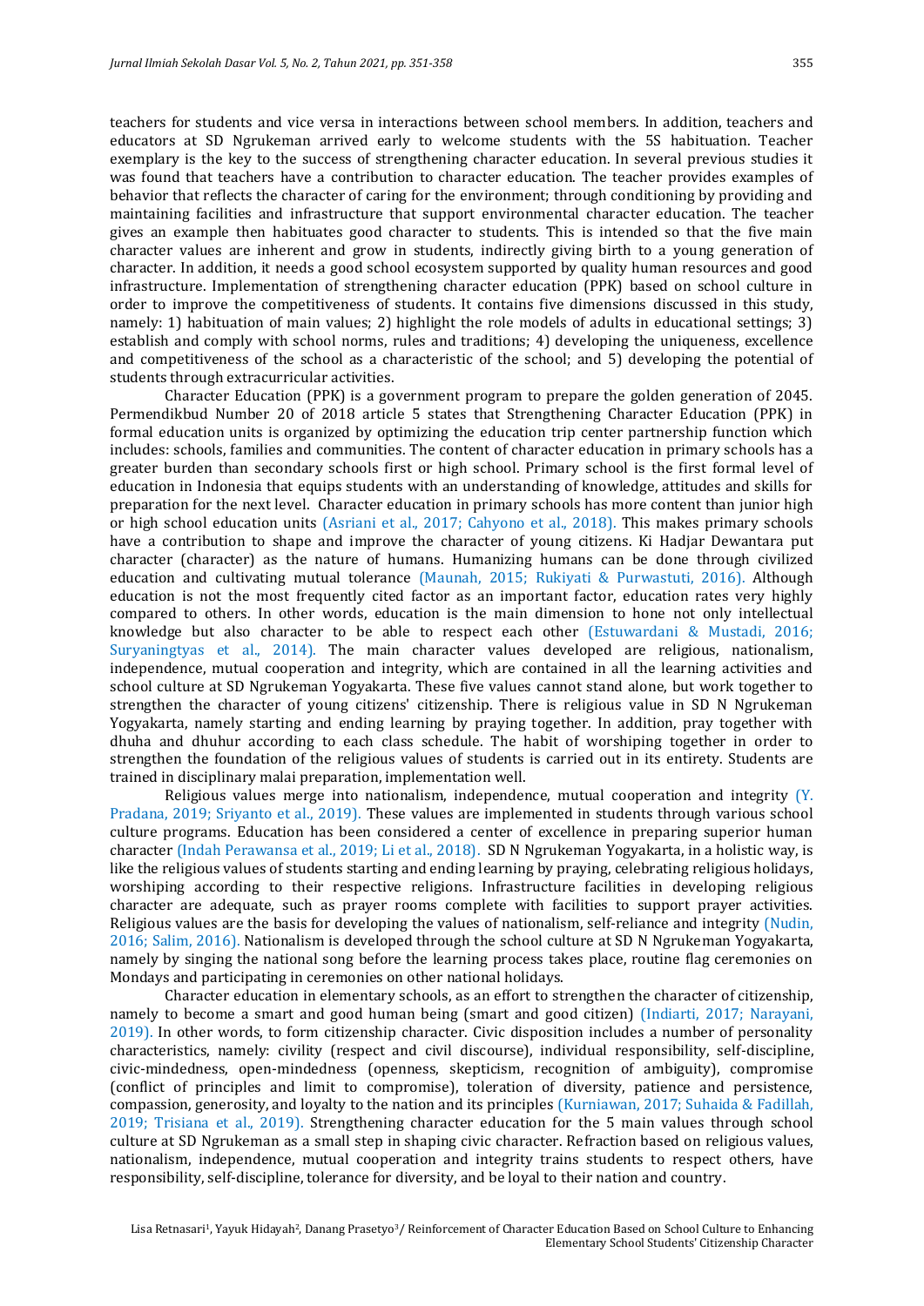teachers for students and vice versa in interactions between school members. In addition, teachers and educators at SD Ngrukeman arrived early to welcome students with the 5S habituation. Teacher exemplary is the key to the success of strengthening character education. In several previous studies it was found that teachers have a contribution to character education. The teacher provides examples of behavior that reflects the character of caring for the environment; through conditioning by providing and maintaining facilities and infrastructure that support environmental character education. The teacher gives an example then habituates good character to students. This is intended so that the five main character values are inherent and grow in students, indirectly giving birth to a young generation of character. In addition, it needs a good school ecosystem supported by quality human resources and good infrastructure. Implementation of strengthening character education (PPK) based on school culture in order to improve the competitiveness of students. It contains five dimensions discussed in this study, namely: 1) habituation of main values; 2) highlight the role models of adults in educational settings; 3) establish and comply with school norms, rules and traditions; 4) developing the uniqueness, excellence and competitiveness of the school as a characteristic of the school; and 5) developing the potential of students through extracurricular activities.

Character Education (PPK) is a government program to prepare the golden generation of 2045. Permendikbud Number 20 of 2018 article 5 states that Strengthening Character Education (PPK) in formal education units is organized by optimizing the education trip center partnership function which includes: schools, families and communities. The content of character education in primary schools has a greater burden than secondary schools first or high school. Primary school is the first formal level of education in Indonesia that equips students with an understanding of knowledge, attitudes and skills for preparation for the next level. Character education in primary schools has more content than junior high or high school education units (Asriani et al., 2017; Cahyono et al., 2018). This makes primary schools have a contribution to shape and improve the character of young citizens. Ki Hadjar Dewantara put character (character) as the nature of humans. Humanizing humans can be done through civilized education and cultivating mutual tolerance (Maunah, 2015; Rukiyati & Purwastuti, 2016). Although education is not the most frequently cited factor as an important factor, education rates very highly compared to others. In other words, education is the main dimension to hone not only intellectual knowledge but also character to be able to respect each other (Estuwardani & Mustadi, 2016; Suryaningtyas et al., 2014). The main character values developed are religious, nationalism, independence, mutual cooperation and integrity, which are contained in all the learning activities and school culture at SD Ngrukeman Yogyakarta. These five values cannot stand alone, but work together to strengthen the character of young citizens' citizenship. There is religious value in SD N Ngrukeman Yogyakarta, namely starting and ending learning by praying together. In addition, pray together with dhuha and dhuhur according to each class schedule. The habit of worshiping together in order to strengthen the foundation of the religious values of students is carried out in its entirety. Students are trained in disciplinary malai preparation, implementation well.

Religious values merge into nationalism, independence, mutual cooperation and integrity (Y. Pradana, 2019; Sriyanto et al., 2019). These values are implemented in students through various school culture programs. Education has been considered a center of excellence in preparing superior human character (Indah Perawansa et al., 2019; Li et al., 2018). SD N Ngrukeman Yogyakarta, in a holistic way, is like the religious values of students starting and ending learning by praying, celebrating religious holidays, worshiping according to their respective religions. Infrastructure facilities in developing religious character are adequate, such as prayer rooms complete with facilities to support prayer activities. Religious values are the basis for developing the values of nationalism, self-reliance and integrity (Nudin, 2016; Salim, 2016). Nationalism is developed through the school culture at SD N Ngrukeman Yogyakarta, namely by singing the national song before the learning process takes place, routine flag ceremonies on Mondays and participating in ceremonies on other national holidays.

Character education in elementary schools, as an effort to strengthen the character of citizenship, namely to become a smart and good human being (smart and good citizen) (Indiarti, 2017; Narayani, 2019). In other words, to form citizenship character. Civic disposition includes a number of personality characteristics, namely: civility (respect and civil discourse), individual responsibility, self-discipline, civic-mindedness, open-mindedness (openness, skepticism, recognition of ambiguity), compromise (conflict of principles and limit to compromise), toleration of diversity, patience and persistence, compassion, generosity, and loyalty to the nation and its principles (Kurniawan, 2017; Suhaida & Fadillah, 2019; Trisiana et al., 2019). Strengthening character education for the 5 main values through school culture at SD Ngrukeman as a small step in shaping civic character. Refraction based on religious values, nationalism, independence, mutual cooperation and integrity trains students to respect others, have responsibility, self-discipline, tolerance for diversity, and be loyal to their nation and country.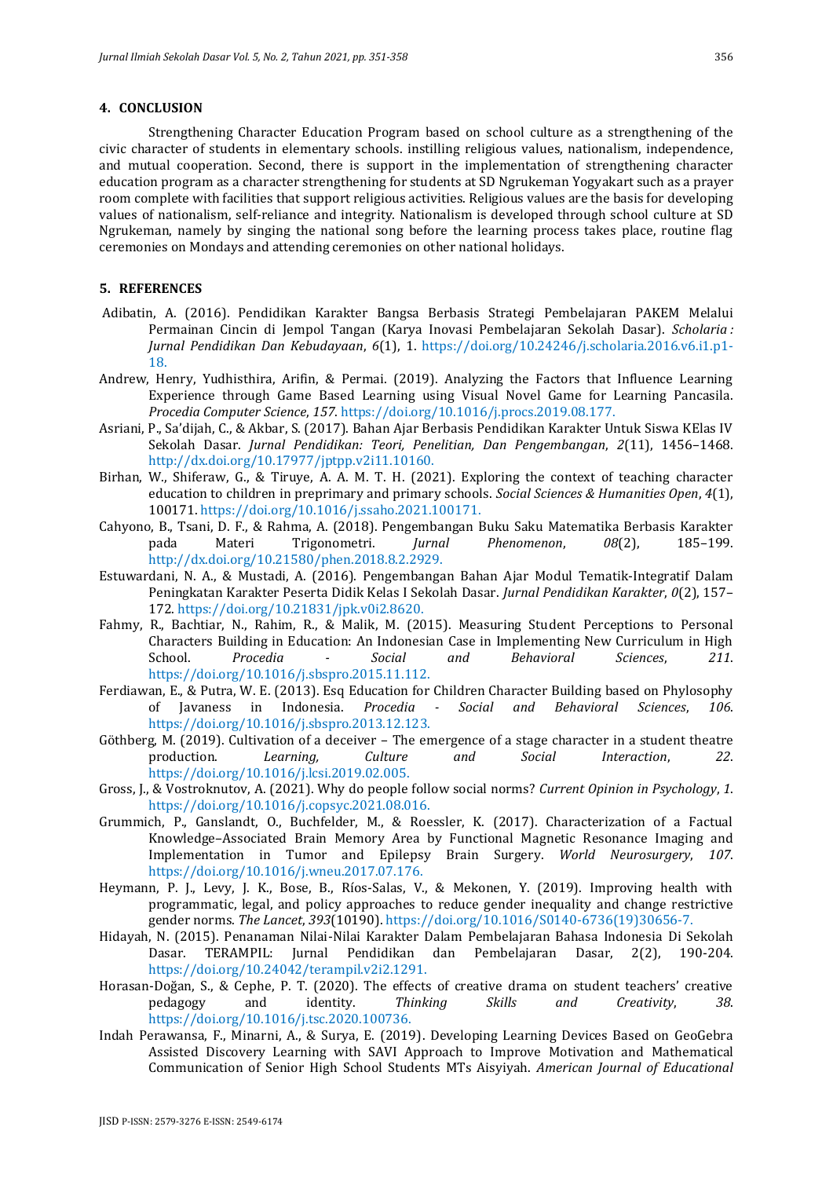## 4. CONCLUSION

Strengthening Character Education Program based on school culture as a strengthening of the civic character of students in elementary schools. instilling religious values, nationalism, independence, and mutual cooperation. Second, there is support in the implementation of strengthening character education program as a character strengthening for students at SD Ngrukeman Yogyakart such as a prayer room complete with facilities that support religious activities. Religious values are the basis for developing values of nationalism, self-reliance and integrity. Nationalism is developed through school culture at SD Ngrukeman, namely by singing the national song before the learning process takes place, routine flag ceremonies on Mondays and attending ceremonies on other national holidays.

## 5. REFERENCES

Adibatin, A. (2016). Pendidikan Karakter Bangsa Berbasis Strategi Pembelajaran PAKEM Melalui Permainan Cincin di Jempol Tangan (Karya Inovasi Pembelajaran Sekolah Dasar). *Scholaria : Jurnal Pendidikan Dan Kebudayaan*, *6*(1), 1. https://doi.org/10.24246/j.scholaria.2016.v6.i1.p1-18.

Andrew, Henry, Yudhisthira, Arifin, & Permai. (2019). Analyzing the Factors that Influence Learning Experience through Game Based Learning using Visual Novel Game for Learning Pancasila. *Procedia Computer Science*, *157*. https://doi.org/10.1016/j.procs.2019.08.177.

Asriani, P., Sa'dijah, C., & Akbar, S. (2017). Bahan Ajar Berbasis Pendidikan Karakter Untuk Siswa KElas IV Sekolah Dasar. *Jurnal Pendidikan: Teori, Penelitian, Dan Pengembangan*, *2*(11), 1456–1468. http://dx.doi.org/10.17977/jptpp.v2i11.10160.

Birhan, W., Shiferaw, G., & Tiruye, A. A. M. T. H. (2021). Exploring the context of teaching character education to children in preprimary and primary schools. *Social Sciences & Humanities Open*, *4*(1), 100171. https://doi.org/10.1016/j.ssaho.2021.100171.

Cahyono, B., Tsani, D. F., & Rahma, A. (2018). Pengembangan Buku Saku Matematika Berbasis Karakter pada Materi Trigonometri. *Jurnal Phenomenon*, *08*(2), 185–199. http://dx.doi.org/10.21580/phen.2018.8.2.2929.

Estuwardani, N. A., & Mustadi, A. (2016). Pengembangan Bahan Ajar Modul Tematik-Integratif Dalam Peningkatan Karakter Peserta Didik Kelas I Sekolah Dasar. *Jurnal Pendidikan Karakter*, *0*(2), 157–172. https://doi.org/10.21831/jpk.v0i2.8620.

Fahmy, R., Bachtiar, N., Rahim, R., & Malik, M. (2015). Measuring Student Perceptions to Personal Characters Building in Education: An Indonesian Case in Implementing New Curriculum in High School. *Procedia - Social and Behavioral Sciences*, *211*. https://doi.org/10.1016/j.sbspro.2015.11.112.

Ferdiawan, E., & Putra, W. E. (2013). Esq Education for Children Character Building based on Phylosophy of Javaness in Indonesia. *Procedia - Social and Behavioral Sciences*, *106*. https://doi.org/10.1016/j.sbspro.2013.12.123.

Göthberg, M. (2019). Cultivation of a deceiver – The emergence of a stage character in a student theatre production. *Learning, Culture and Social Interaction*, *22*. https://doi.org/10.1016/j.lcsi.2019.02.005.

Gross, J., & Vostroknutov, A. (2021). Why do people follow social norms? *Current Opinion in Psychology*, *1*. https://doi.org/10.1016/j.copsyc.2021.08.016.

Grummich, P., Ganslandt, O., Buchfelder, M., & Roessler, K. (2017). Characterization of a Factual Knowledge–Associated Brain Memory Area by Functional Magnetic Resonance Imaging and Implementation in Tumor and Epilepsy Brain Surgery. *World Neurosurgery*, *107*. https://doi.org/10.1016/j.wneu.2017.07.176.

Heymann, P. J., Levy, J. K., Bose, B., Ríos-Salas, V., & Mekonen, Y. (2019). Improving health with programmatic, legal, and policy approaches to reduce gender inequality and change restrictive gender norms. *The Lancet*, *393*(10190). https://doi.org/10.1016/S0140-6736(19)30656-7.

Hidayah, N. (2015). Penanaman Nilai-Nilai Karakter Dalam Pembelajaran Bahasa Indonesia Di Sekolah Dasar. TERAMPIL: Jurnal Pendidikan dan Pembelajaran Dasar, 2(2), 190-204. https://doi.org/10.24042/terampil.v2i2.1291.

Horasan-Doğan, S., & Cephe, P. T. (2020). The effects of creative drama on student teachers' creative pedagogy and identity. *Thinking Skills and Creativity*, *38*. https://doi.org/10.1016/j.tsc.2020.100736.

Indah Perawansa, F., Minarni, A., & Surya, E. (2019). Developing Learning Devices Based on GeoGebra Assisted Discovery Learning with SAVI Approach to Improve Motivation and Mathematical Communication of Senior High School Students MTs Aisyiyah. *American Journal of Educational*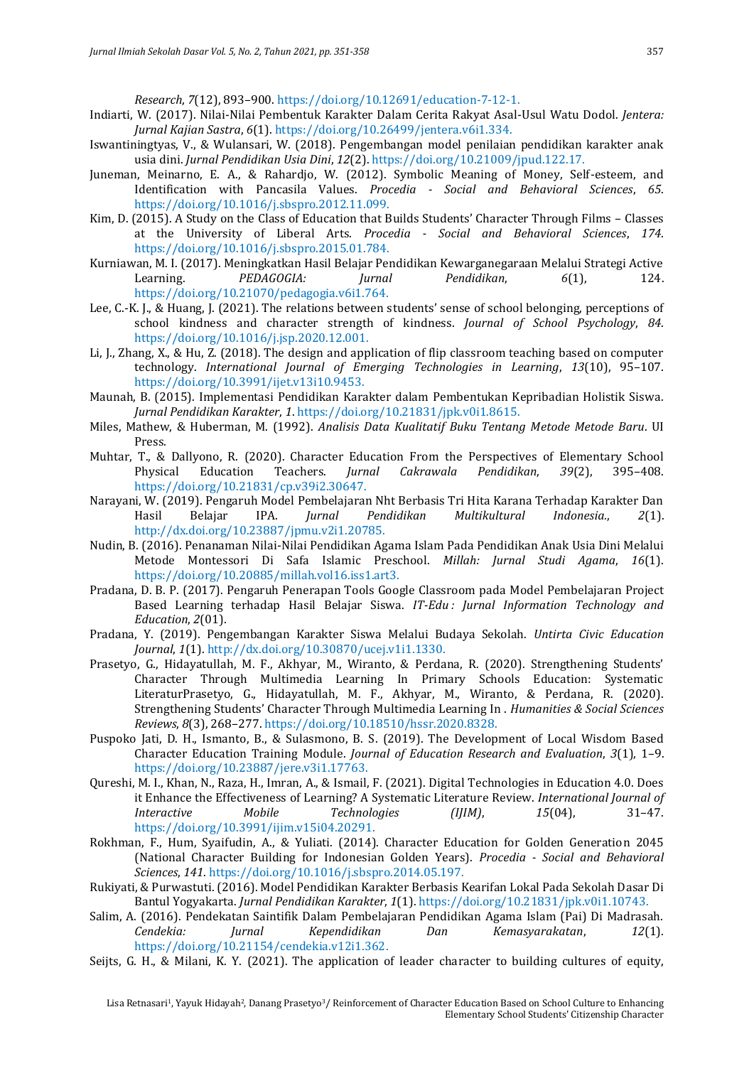*Research*, *7*(12), 893–900. https://doi.org/10.12691/education-7-12-1.

Indiarti, W. (2017). Nilai-Nilai Pembentuk Karakter Dalam Cerita Rakyat Asal-Usul Watu Dodol. *Jentera: Jurnal Kajian Sastra*, *6*(1). https://doi.org/10.26499/jentera.v6i1.334.

Iswantiningtyas, V., & Wulansari, W. (2018). Pengembangan model penilaian pendidikan karakter anak usia dini. *Jurnal Pendidikan Usia Dini*, *12*(2). https://doi.org/10.21009/jpud.122.17.

Juneman, Meinarno, E. A., & Rahardjo, W. (2012). Symbolic Meaning of Money, Self-esteem, and Identification with Pancasila Values. *Procedia - Social and Behavioral Sciences*, *65*. https://doi.org/10.1016/j.sbspro.2012.11.099.

Kim, D. (2015). A Study on the Class of Education that Builds Students' Character Through Films – Classes at the University of Liberal Arts. *Procedia - Social and Behavioral Sciences*, *174*. https://doi.org/10.1016/j.sbspro.2015.01.784.

Kurniawan, M. I. (2017). Meningkatkan Hasil Belajar Pendidikan Kewarganegaraan Melalui Strategi Active Learning. *PEDAGOGIA: Jurnal Pendidikan*, *6*(1), 124. https://doi.org/10.21070/pedagogia.v6i1.764.

Lee, C.-K. J., & Huang, J. (2021). The relations between students' sense of school belonging, perceptions of school kindness and character strength of kindness. *Journal of School Psychology*, *84*. https://doi.org/10.1016/j.jsp.2020.12.001.

Li, J., Zhang, X., & Hu, Z. (2018). The design and application of flip classroom teaching based on computer technology. *International Journal of Emerging Technologies in Learning*, *13*(10), 95–107. https://doi.org/10.3991/ijet.v13i10.9453.

Maunah, B. (2015). Implementasi Pendidikan Karakter dalam Pembentukan Kepribadian Holistik Siswa. *Jurnal Pendidikan Karakter*, *1*. https://doi.org/10.21831/jpk.v0i1.8615.

Miles, Mathew, & Huberman, M. (1992). *Analisis Data Kualitatif Buku Tentang Metode Metode Baru*. UI Press.

Muhtar, T., & Dallyono, R. (2020). Character Education From the Perspectives of Elementary School Physical Education Teachers. *Jurnal Cakrawala Pendidikan*, *39*(2), 395–408. https://doi.org/10.21831/cp.v39i2.30647.

Narayani, W. (2019). Pengaruh Model Pembelajaran Nht Berbasis Tri Hita Karana Terhadap Karakter Dan Hasil Belajar IPA. *Jurnal Pendidikan Multikultural Indonesia.*, *2*(1). http://dx.doi.org/10.23887/jpmu.v2i1.20785.

Nudin, B. (2016). Penanaman Nilai-Nilai Pendidikan Agama Islam Pada Pendidikan Anak Usia Dini Melalui Metode Montessori Di Safa Islamic Preschool. *Millah: Jurnal Studi Agama*, *16*(1). https://doi.org/10.20885/millah.vol16.iss1.art3.

Pradana, D. B. P. (2017). Pengaruh Penerapan Tools Google Classroom pada Model Pembelajaran Project Based Learning terhadap Hasil Belajar Siswa. *IT-Edu : Jurnal Information Technology and Education*, *2*(01).

Pradana, Y. (2019). Pengembangan Karakter Siswa Melalui Budaya Sekolah. *Untirta Civic Education Journal*, *1*(1). http://dx.doi.org/10.30870/ucej.v1i1.1330.

Prasetyo, G., Hidayatullah, M. F., Akhyar, M., Wiranto, & Perdana, R. (2020). Strengthening Students' Character Through Multimedia Learning In Primary Schools Education: Systematic LiteraturPrasetyo, G., Hidayatullah, M. F., Akhyar, M., Wiranto, & Perdana, R. (2020). Strengthening Students' Character Through Multimedia Learning In . *Humanities & Social Sciences Reviews*, *8*(3), 268–277. https://doi.org/10.18510/hssr.2020.8328.

Puspoko Jati, D. H., Ismanto, B., & Sulasmono, B. S. (2019). The Development of Local Wisdom Based Character Education Training Module. *Journal of Education Research and Evaluation*, *3*(1), 1–9. https://doi.org/10.23887/jere.v3i1.17763.

Qureshi, M. I., Khan, N., Raza, H., Imran, A., & Ismail, F. (2021). Digital Technologies in Education 4.0. Does it Enhance the Effectiveness of Learning? A Systematic Literature Review. *International Journal of Interactive Mobile Technologies (IJIM)*, *15*(04), 31–47. https://doi.org/10.3991/ijim.v15i04.20291.

Rokhman, F., Hum, Syaifudin, A., & Yuliati. (2014). Character Education for Golden Generation 2045 (National Character Building for Indonesian Golden Years). *Procedia - Social and Behavioral Sciences*, *141*. https://doi.org/10.1016/j.sbspro.2014.05.197.

Rukiyati, & Purwastuti. (2016). Model Pendidikan Karakter Berbasis Kearifan Lokal Pada Sekolah Dasar Di Bantul Yogyakarta. *Jurnal Pendidikan Karakter*, *1*(1). https://doi.org/10.21831/jpk.v0i1.10743.

Salim, A. (2016). Pendekatan Saintifik Dalam Pembelajaran Pendidikan Agama Islam (Pai) Di Madrasah. *Cendekia: Jurnal Kependidikan Dan Kemasyarakatan*, *12*(1). https://doi.org/10.21154/cendekia.v12i1.362.

Seijts, G. H., & Milani, K. Y. (2021). The application of leader character to building cultures of equity,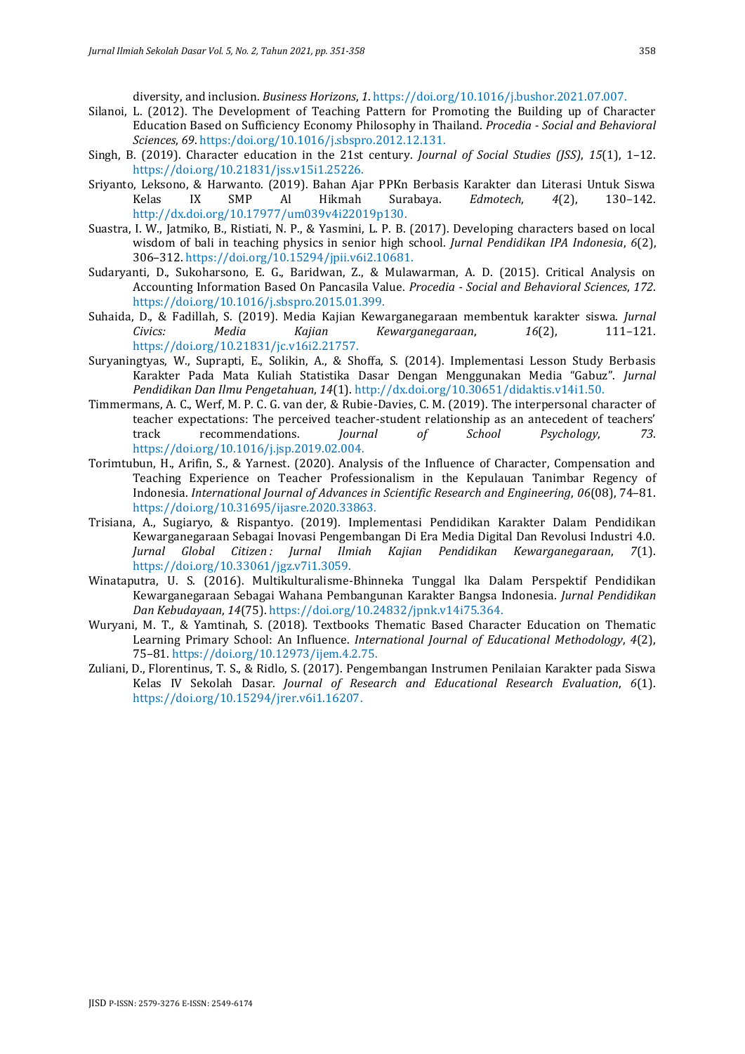diversity, and inclusion. *Business Horizons*, *1*. https://doi.org/10.1016/j.bushor.2021.07.007.

Silanoi, L. (2012). The Development of Teaching Pattern for Promoting the Building up of Character Education Based on Sufficiency Economy Philosophy in Thailand. *Procedia - Social and Behavioral Sciences*, *69*. https:/doi.org/10.1016/j.sbspro.2012.12.131.

Singh, B. (2019). Character education in the 21st century. *Journal of Social Studies (JSS)*, *15*(1), 1–12. https://doi.org/10.21831/jss.v15i1.25226.

Sriyanto, Leksono, & Harwanto. (2019). Bahan Ajar PPKn Berbasis Karakter dan Literasi Untuk Siswa Kelas IX SMP Al Hikmah Surabaya. *Edmotech*, *4*(2), 130–142. http://dx.doi.org/10.17977/um039v4i22019p130.

Suastra, I. W., Jatmiko, B., Ristiati, N. P., & Yasmini, L. P. B. (2017). Developing characters based on local wisdom of bali in teaching physics in senior high school. *Jurnal Pendidikan IPA Indonesia*, *6*(2), 306–312. https://doi.org/10.15294/jpii.v6i2.10681.

Sudaryanti, D., Sukoharsono, E. G., Baridwan, Z., & Mulawarman, A. D. (2015). Critical Analysis on Accounting Information Based On Pancasila Value. *Procedia - Social and Behavioral Sciences*, *172*. https://doi.org/10.1016/j.sbspro.2015.01.399.

Suhaida, D., & Fadillah, S. (2019). Media Kajian Kewarganegaraan membentuk karakter siswa. *Jurnal Civics: Media Kajian Kewarganegaraan*, *16*(2), 111–121. https://doi.org/10.21831/jc.v16i2.21757.

Suryaningtyas, W., Suprapti, E., Solikin, A., & Shoffa, S. (2014). Implementasi Lesson Study Berbasis Karakter Pada Mata Kuliah Statistika Dasar Dengan Menggunakan Media "Gabuz". *Jurnal Pendidikan Dan Ilmu Pengetahuan*, *14*(1). http://dx.doi.org/10.30651/didaktis.v14i1.50.

Timmermans, A. C., Werf, M. P. C. G. van der, & Rubie-Davies, C. M. (2019). The interpersonal character of teacher expectations: The perceived teacher-student relationship as an antecedent of teachers' track recommendations. *Journal of School Psychology*, *73*. https://doi.org/10.1016/j.jsp.2019.02.004.

Torimtubun, H., Arifin, S., & Yarnest. (2020). Analysis of the Influence of Character, Compensation and Teaching Experience on Teacher Professionalism in the Kepulauan Tanimbar Regency of Indonesia. *International Journal of Advances in Scientific Research and Engineering*, *06*(08), 74–81. https://doi.org/10.31695/ijasre.2020.33863.

Trisiana, A., Sugiaryo, & Rispantyo. (2019). Implementasi Pendidikan Karakter Dalam Pendidikan Kewarganegaraan Sebagai Inovasi Pengembangan Di Era Media Digital Dan Revolusi Industri 4.0. *Jurnal Global Citizen : Jurnal Ilmiah Kajian Pendidikan Kewarganegaraan*, *7*(1). https://doi.org/10.33061/jgz.v7i1.3059.

Winataputra, U. S. (2016). Multikulturalisme-Bhinneka Tunggal lka Dalam Perspektif Pendidikan Kewarganegaraan Sebagai Wahana Pembangunan Karakter Bangsa Indonesia. *Jurnal Pendidikan Dan Kebudayaan*, *14*(75). https://doi.org/10.24832/jpnk.v14i75.364.

Wuryani, M. T., & Yamtinah, S. (2018). Textbooks Thematic Based Character Education on Thematic Learning Primary School: An Influence. *International Journal of Educational Methodology*, *4*(2), 75–81. https://doi.org/10.12973/ijem.4.2.75.

Zuliani, D., Florentinus, T. S., & Ridlo, S. (2017). Pengembangan Instrumen Penilaian Karakter pada Siswa Kelas IV Sekolah Dasar. *Journal of Research and Educational Research Evaluation*, *6*(1). https://doi.org/10.15294/jrer.v6i1.16207.